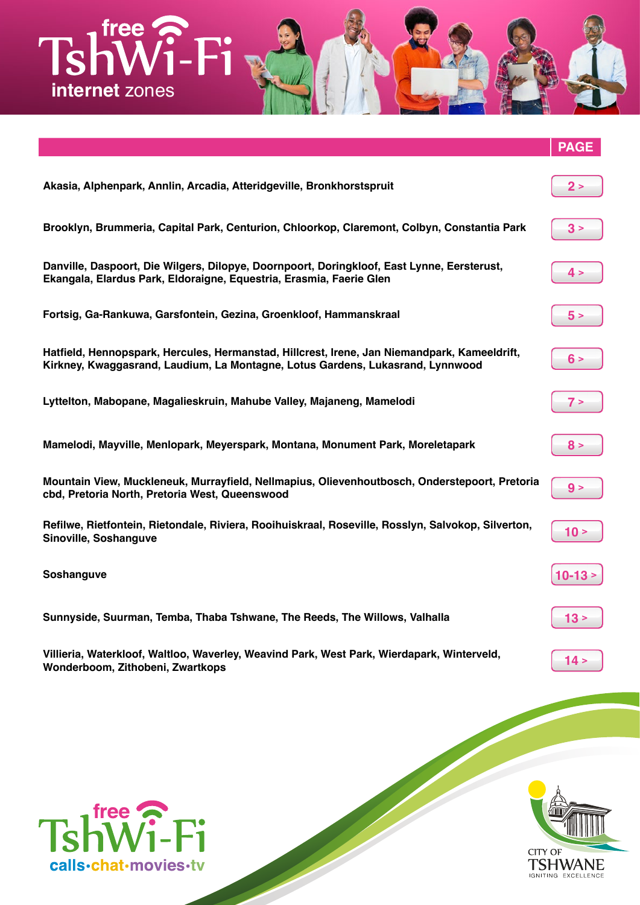# free TshWi-Fi internet zones

| | PAGE |
|---|---|
| Akasia, Alphenpark, Annlin, Arcadia, Atteridgeville, Bronkhorstspruit | 2 > |
| Brooklyn, Brummeria, Capital Park, Centurion, Chloorkop, Claremont, Colbyn, Constantia Park | 3 > |
| Danville, Daspoort, Die Wilgers, Dilopye, Doornpoort, Doringkloof, East Lynne, Eersterust, Ekangala, Elardus Park, Eldoraigne, Equestria, Erasmia, Faerie Glen | 4 > |
| Fortsig, Ga-Rankuwa, Garsfontein, Gezina, Groenkloof, Hammanskraal | 5 > |
| Hatfield, Hennopspark, Hercules, Hermanstad, Hillcrest, Irene, Jan Niemandpark, Kameeldrift, Kirkney, Kwaggasrand, Laudium, La Montagne, Lotus Gardens, Lukasrand, Lynnwood | 6 > |
| Lyttelton, Mabopane, Magalieskruin, Mahube Valley, Majaneng, Mamelodi | 7 > |
| Mamelodi, Mayville, Menlopark, Meyerspark, Montana, Monument Park, Moreletapark | 8 > |
| Mountain View, Muckleneuk, Murrayfield, Nellmapius, Olievenhoutbosch, Onderstepoort, Pretoria cbd, Pretoria North, Pretoria West, Queenswood | 9 > |
| Refilwe, Rietfontein, Rietondale, Riviera, Rooihuiskraal, Roseville, Rosslyn, Salvokop, Silverton, Sinoville, Soshanguve | 10 > |
| Soshanguve | 10-13 > |
| Sunnyside, Suurman, Temba, Thaba Tshwane, The Reeds, The Willows, Valhalla | 13 > |
| Villieria, Waterkloof, Waltloo, Waverley, Weavind Park, West Park, Wierdapark, Winterveld, Wonderboom, Zithobeni, Zwartkops | 14 > |

free TshWi-Fi
calls·chat·movies·tv

CITY OF TSHWANE
IGNITING EXCELLENCE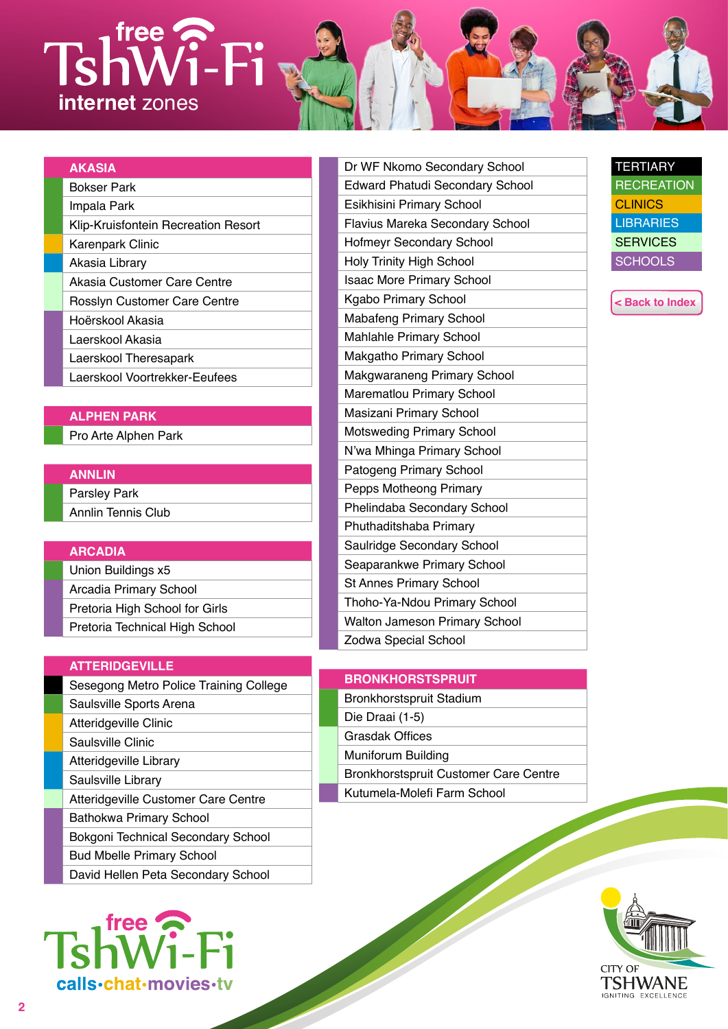# free TshWi-Fi internet zones

| AKASIA |
|---|
| Bokser Park |
| Impala Park |
| Klip-Kruisfontein Recreation Resort |
| Karenpark Clinic |
| Akasia Library |
| Akasia Customer Care Centre |
| Rosslyn Customer Care Centre |
| Hoërskool Akasia |
| Laerskool Akasia |
| Laerskool Theresapark |
| Laerskool Voortrekker-Eeufees |

| ALPHEN PARK |
|---|
| Pro Arte Alphen Park |

| ANNLIN |
|---|
| Parsley Park |
| Annlin Tennis Club |

| ARCADIA |
|---|
| Union Buildings x5 |
| Arcadia Primary School |
| Pretoria High School for Girls |
| Pretoria Technical High School |

| ATTERIDGEVILLE |
|---|
| Sesegong Metro Police Training College |
| Saulsville Sports Arena |
| Atteridgeville Clinic |
| Saulsville Clinic |
| Atteridgeville Library |
| Saulsville Library |
| Atteridgeville Customer Care Centre |
| Bathokwa Primary School |
| Bokgoni Technical Secondary School |
| Bud Mbelle Primary School |
| David Hellen Peta Secondary School |
| Dr WF Nkomo Secondary School |
| Edward Phatudi Secondary School |
| Esikhisini Primary School |
| Flavius Mareka Secondary School |
| Hofmeyr Secondary School |
| Holy Trinity High School |
| Isaac More Primary School |
| Kgabo Primary School |
| Mabafeng Primary School |
| Mahlahle Primary School |
| Makgatho Primary School |
| Makgwaraneng Primary School |
| Marematlou Primary School |
| Masizani Primary School |
| Motsweding Primary School |
| N'wa Mhinga Primary School |
| Patogeng Primary School |
| Pepps Motheong Primary |
| Phelindaba Secondary School |
| Phuthaditshaba Primary |
| Saulridge Secondary School |
| Seaparankwe Primary School |
| St Annes Primary School |
| Thoho-Ya-Ndou Primary School |
| Walton Jameson Primary School |
| Zodwa Special School |

| BRONKHORSTSPRUIT |
|---|
| Bronkhorstspruit Stadium |
| Die Draai (1-5) |
| Grasdak Offices |
| Muniforum Building |
| Bronkhorstspruit Customer Care Centre |
| Kutumela-Molefi Farm School |

TERTIARY
RECREATION
CLINICS
LIBRARIES
SERVICES
SCHOOLS

< Back to Index

free TshWi-Fi
calls·chat·movies·tv

CITY OF TSHWANE
IGNITING EXCELLENCE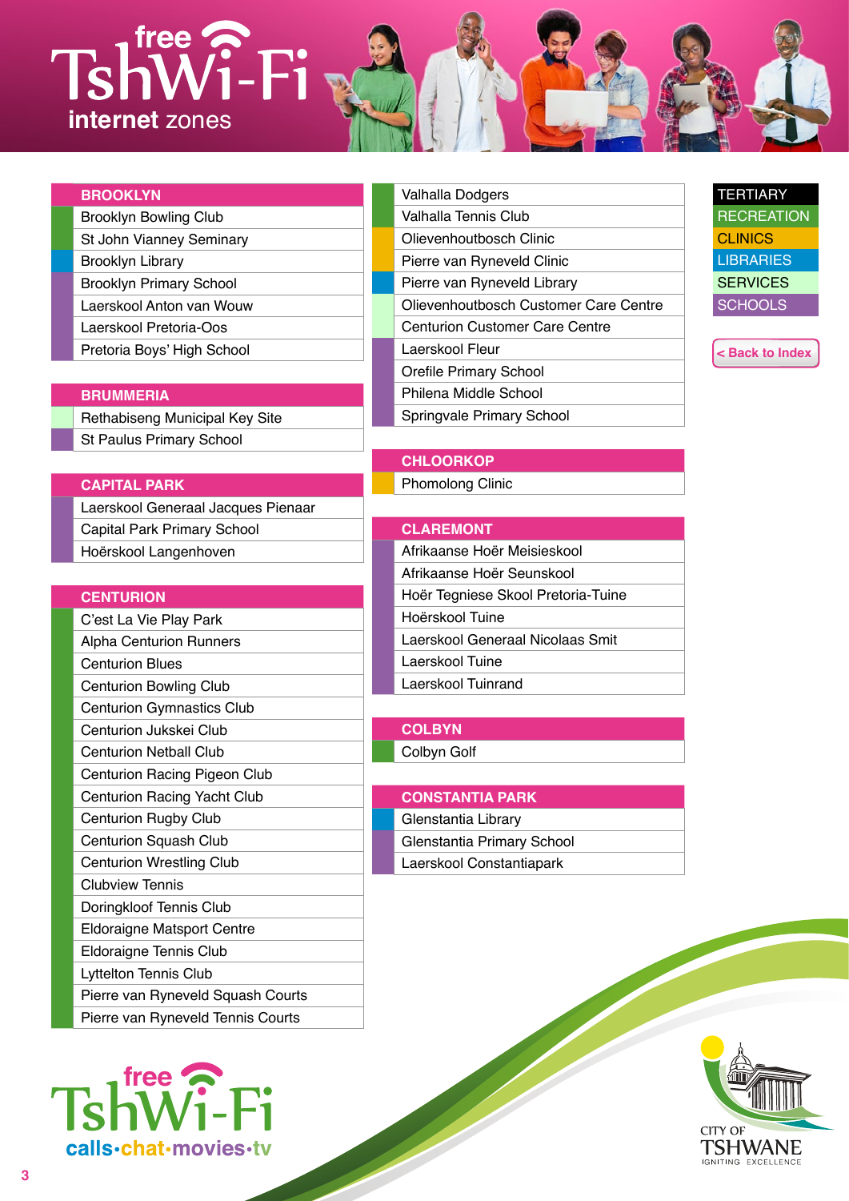# free TshWi-Fi internet zones

## BROOKLYN

- Brooklyn Bowling Club
- St John Vianney Seminary
- Brooklyn Library
- Brooklyn Primary School
- Laerskool Anton van Wouw
- Laerskool Pretoria-Oos
- Pretoria Boys' High School

## BRUMMERIA

- Rethabiseng Municipal Key Site
- St Paulus Primary School

## CAPITAL PARK

- Laerskool Generaal Jacques Pienaar
- Capital Park Primary School
- Hoërskool Langenhoven

## CENTURION

- C'est La Vie Play Park
- Alpha Centurion Runners
- Centurion Blues
- Centurion Bowling Club
- Centurion Gymnastics Club
- Centurion Jukskei Club
- Centurion Netball Club
- Centurion Racing Pigeon Club
- Centurion Racing Yacht Club
- Centurion Rugby Club
- Centurion Squash Club
- Centurion Wrestling Club
- Clubview Tennis
- Doringkloof Tennis Club
- Eldoraigne Matsport Centre
- Eldoraigne Tennis Club
- Lyttelton Tennis Club
- Pierre van Ryneveld Squash Courts
- Pierre van Ryneveld Tennis Courts
- Valhalla Dodgers
- Valhalla Tennis Club
- Olievenhoutbosch Clinic
- Pierre van Ryneveld Clinic
- Pierre van Ryneveld Library
- Olievenhoutbosch Customer Care Centre
- Centurion Customer Care Centre
- Laerskool Fleur
- Orefile Primary School
- Philena Middle School
- Springvale Primary School

## CHLOORKOP

- Phomolong Clinic

## CLAREMONT

- Afrikaanse Hoër Meisieskool
- Afrikaanse Hoër Seunskool
- Hoër Tegniese Skool Pretoria-Tuine
- Hoërskool Tuine
- Laerskool Generaal Nicolaas Smit
- Laerskool Tuine
- Laerskool Tuinrand

## COLBYN

- Colbyn Golf

## CONSTANTIA PARK

- Glenstantia Library
- Glenstantia Primary School
- Laerskool Constantiapark

TERTIARY
RECREATION
CLINICS
LIBRARIES
SERVICES
SCHOOLS

< Back to Index

free TshWi-Fi
calls·chat·movies·tv

CITY OF TSHWANE
IGNITING EXCELLENCE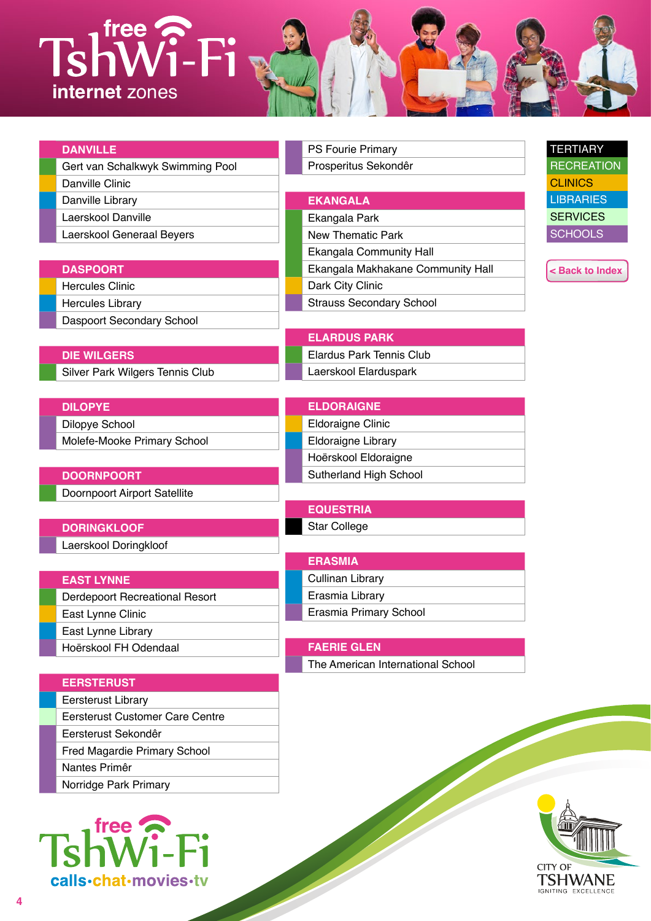# free TshWi-Fi internet zones

## DANVILLE

- Gert van Schalkwyk Swimming Pool
- Danville Clinic
- Danville Library
- Laerskool Danville
- Laerskool Generaal Beyers

## DASPOORT

- Hercules Clinic
- Hercules Library
- Daspoort Secondary School

## DIE WILGERS

- Silver Park Wilgers Tennis Club

## DILOPYE

- Dilopye School
- Molefe-Mooke Primary School

## DOORNPOORT

- Doornpoort Airport Satellite

## DORINGKLOOF

- Laerskool Doringkloof

## EAST LYNNE

- Derdepoort Recreational Resort
- East Lynne Clinic
- East Lynne Library
- Hoërskool FH Odendaal

## EERSTERUST

- Eersterust Library
- Eersterust Customer Care Centre
- Eersterust Sekondêr
- Fred Magardie Primary School
- Nantes Primêr
- Norridge Park Primary
- PS Fourie Primary
- Prosperitus Sekondêr

## EKANGALA

- Ekangala Park
- New Thematic Park
- Ekangala Community Hall
- Ekangala Makhakane Community Hall
- Dark City Clinic
- Strauss Secondary School

## ELARDUS PARK

- Elardus Park Tennis Club
- Laerskool Elarduspark

## ELDORAIGNE

- Eldoraigne Clinic
- Eldoraigne Library
- Hoërskool Eldoraigne
- Sutherland High School

## EQUESTRIA

- Star College

## ERASMIA

- Cullinan Library
- Erasmia Library
- Erasmia Primary School

## FAERIE GLEN

- The American International School

TERTIARY
RECREATION
CLINICS
LIBRARIES
SERVICES
SCHOOLS

< Back to Index

free TshWi-Fi
calls·chat·movies·tv

CITY OF TSHWANE
IGNITING EXCELLENCE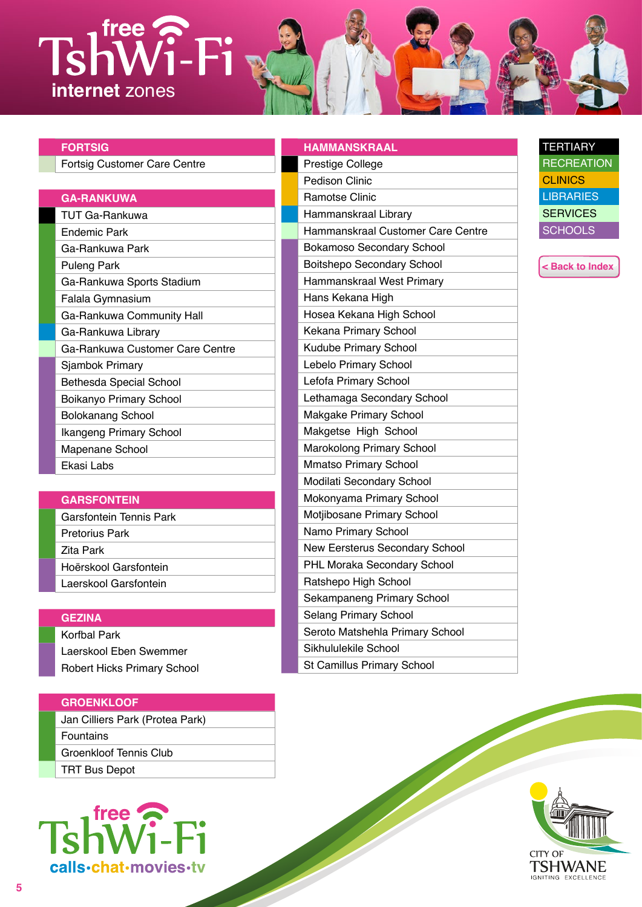# free TshWi-Fi internet zones

## FORTSIG

- Fortsig Customer Care Centre

## GA-RANKUWA

- TUT Ga-Rankuwa
- Endemic Park
- Ga-Rankuwa Park
- Puleng Park
- Ga-Rankuwa Sports Stadium
- Falala Gymnasium
- Ga-Rankuwa Community Hall
- Ga-Rankuwa Library
- Ga-Rankuwa Customer Care Centre
- Sjambok Primary
- Bethesda Special School
- Boikanyo Primary School
- Bolokanang School
- Ikangeng Primary School
- Mapenane School
- Ekasi Labs

## GARSFONTEIN

- Garsfontein Tennis Park
- Pretorius Park
- Zita Park
- Hoërskool Garsfontein
- Laerskool Garsfontein

## GEZINA

- Korfbal Park
- Laerskool Eben Swemmer
- Robert Hicks Primary School

## GROENKLOOF

- Jan Cilliers Park (Protea Park)
- Fountains
- Groenkloof Tennis Club
- TRT Bus Depot

## HAMMANSKRAAL

- Prestige College
- Pedison Clinic
- Ramotse Clinic
- Hammanskraal Library
- Hammanskraal Customer Care Centre
- Bokamoso Secondary School
- Boitshepo Secondary School
- Hammanskraal West Primary
- Hans Kekana High
- Hosea Kekana High School
- Kekana Primary School
- Kudube Primary School
- Lebelo Primary School
- Lefofa Primary School
- Lethamaga Secondary School
- Makgake Primary School
- Makgetse High School
- Marokolong Primary School
- Mmatso Primary School
- Modilati Secondary School
- Mokonyama Primary School
- Motjibosane Primary School
- Namo Primary School
- New Eersterus Secondary School
- PHL Moraka Secondary School
- Ratshepo High School
- Sekampaneng Primary School
- Selang Primary School
- Seroto Matshehla Primary School
- Sikhululekile School
- St Camillus Primary School

TERTIARY
RECREATION
CLINICS
LIBRARIES
SERVICES
SCHOOLS

< Back to Index

free TshWi-Fi
calls·chat·movies·tv

CITY OF TSHWANE
IGNITING EXCELLENCE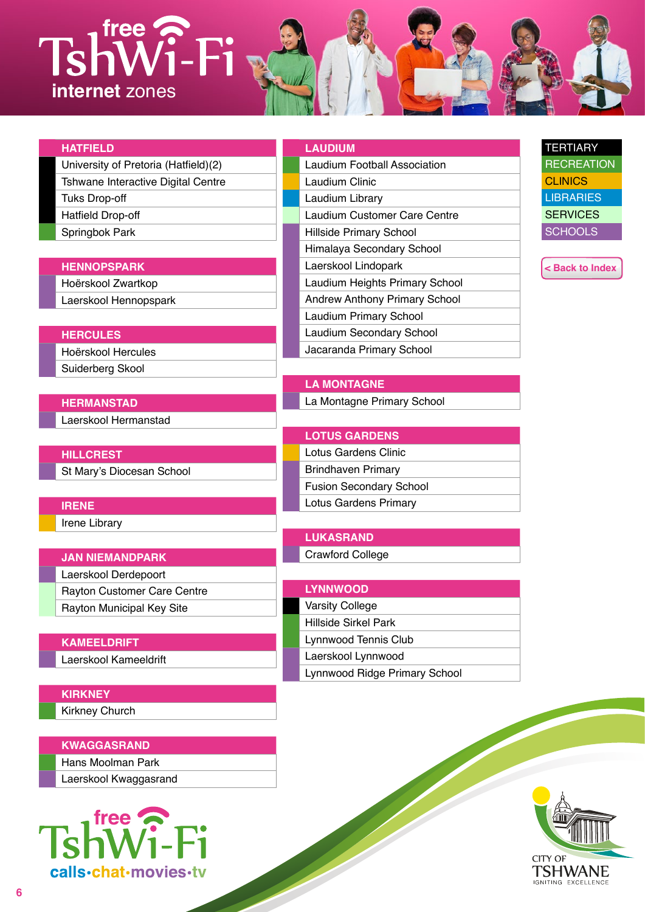# free TshWi-Fi internet zones

| HATFIELD |
|---|
| University of Pretoria (Hatfield)(2) |
| Tshwane Interactive Digital Centre |
| Tuks Drop-off |
| Hatfield Drop-off |
| Springbok Park |

| HENNOPSPARK |
|---|
| Hoërskool Zwartkop |
| Laerskool Hennopspark |

| HERCULES |
|---|
| Hoërskool Hercules |
| Suiderberg Skool |

| HERMANSTAD |
|---|
| Laerskool Hermanstad |

| HILLCREST |
|---|
| St Mary's Diocesan School |

| IRENE |
|---|
| Irene Library |

| JAN NIEMANDPARK |
|---|
| Laerskool Derdepoort |
| Rayton Customer Care Centre |
| Rayton Municipal Key Site |

| KAMEELDRIFT |
|---|
| Laerskool Kameeldrift |

| KIRKNEY |
|---|
| Kirkney Church |

| KWAGGASRAND |
|---|
| Hans Moolman Park |
| Laerskool Kwaggasrand |

| LAUDIUM |
|---|
| Laudium Football Association |
| Laudium Clinic |
| Laudium Library |
| Laudium Customer Care Centre |
| Hillside Primary School |
| Himalaya Secondary School |
| Laerskool Lindopark |
| Laudium Heights Primary School |
| Andrew Anthony Primary School |
| Laudium Primary School |
| Laudium Secondary School |
| Jacaranda Primary School |

| LA MONTAGNE |
|---|
| La Montagne Primary School |

| LOTUS GARDENS |
|---|
| Lotus Gardens Clinic |
| Brindhaven Primary |
| Fusion Secondary School |
| Lotus Gardens Primary |

| LUKASRAND |
|---|
| Crawford College |

| LYNNWOOD |
|---|
| Varsity College |
| Hillside Sirkel Park |
| Lynnwood Tennis Club |
| Laerskool Lynnwood |
| Lynnwood Ridge Primary School |

- TERTIARY
- RECREATION
- CLINICS
- LIBRARIES
- SERVICES
- SCHOOLS

< Back to Index

free TshWi-Fi calls·chat·movies·tv

CITY OF TSHWANE IGNITING EXCELLENCE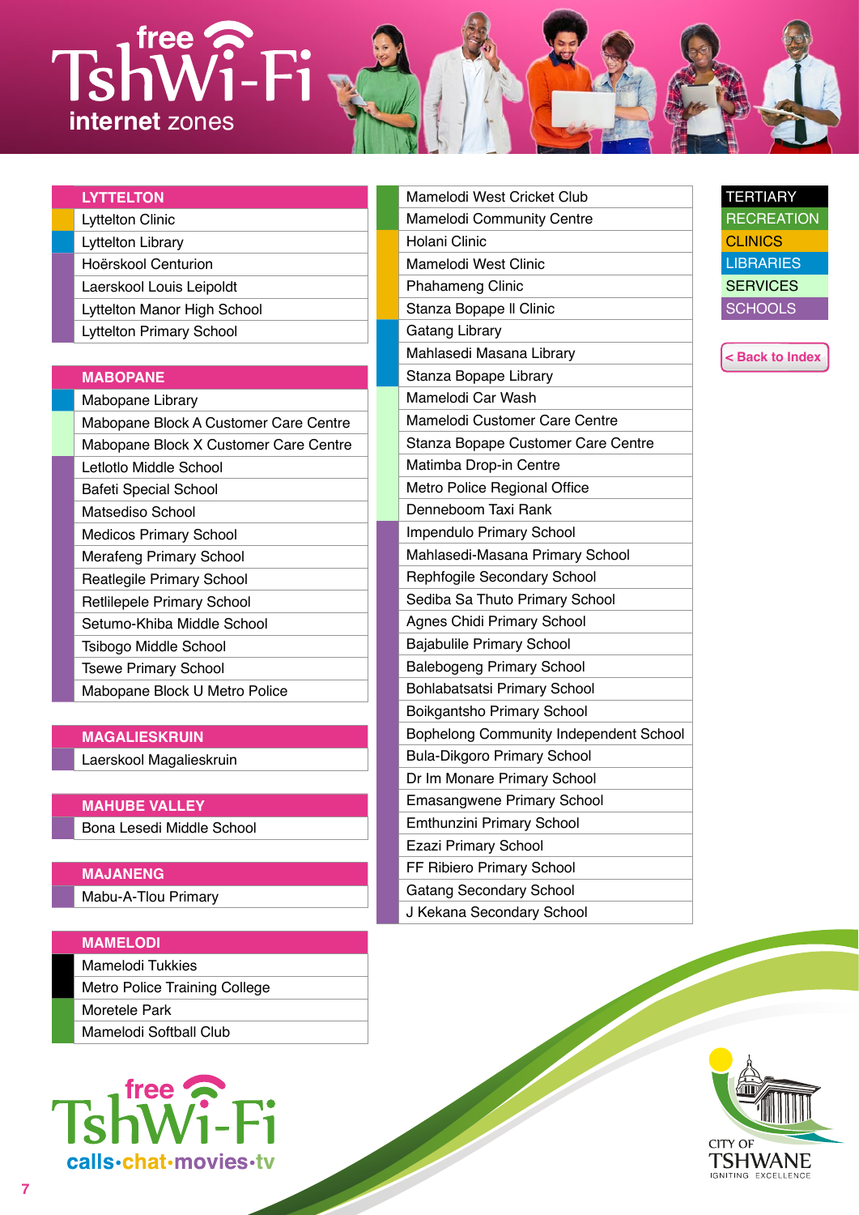# free TshWi-Fi internet zones

## LYTTELTON

- Lyttelton Clinic
- Lyttelton Library
- Hoërskool Centurion
- Laerskool Louis Leipoldt
- Lyttelton Manor High School
- Lyttelton Primary School

## MABOPANE

- Mabopane Library
- Mabopane Block A Customer Care Centre
- Mabopane Block X Customer Care Centre
- Letlotlo Middle School
- Bafeti Special School
- Matsediso School
- Medicos Primary School
- Merafeng Primary School
- Reatlegile Primary School
- Retlilepele Primary School
- Setumo-Khiba Middle School
- Tsibogo Middle School
- Tsewe Primary School
- Mabopane Block U Metro Police

## MAGALIESKRUIN

- Laerskool Magalieskruin

## MAHUBE VALLEY

- Bona Lesedi Middle School

## MAJANENG

- Mabu-A-Tlou Primary

## MAMELODI

- Mamelodi Tukkies
- Metro Police Training College
- Moretele Park
- Mamelodi Softball Club
- Mamelodi West Cricket Club
- Mamelodi Community Centre
- Holani Clinic
- Mamelodi West Clinic
- Phahameng Clinic
- Stanza Bopape II Clinic
- Gatang Library
- Mahlasedi Masana Library
- Stanza Bopape Library
- Mamelodi Car Wash
- Mamelodi Customer Care Centre
- Stanza Bopape Customer Care Centre
- Matimba Drop-in Centre
- Metro Police Regional Office
- Denneboom Taxi Rank
- Impendulo Primary School
- Mahlasedi-Masana Primary School
- Rephfogile Secondary School
- Sediba Sa Thuto Primary School
- Agnes Chidi Primary School
- Bajabulile Primary School
- Balebogeng Primary School
- Bohlabatsatsi Primary School
- Boikgantsho Primary School
- Bophelong Community Independent School
- Bula-Dikgoro Primary School
- Dr Im Monare Primary School
- Emasangwene Primary School
- Emthunzini Primary School
- Ezazi Primary School
- FF Ribiero Primary School
- Gatang Secondary School
- J Kekana Secondary School

**Legend:**

- TERTIARY
- RECREATION
- CLINICS
- LIBRARIES
- SERVICES
- SCHOOLS

< Back to Index

free TshWi-Fi calls·chat·movies·tv

CITY OF TSHWANE IGNITING EXCELLENCE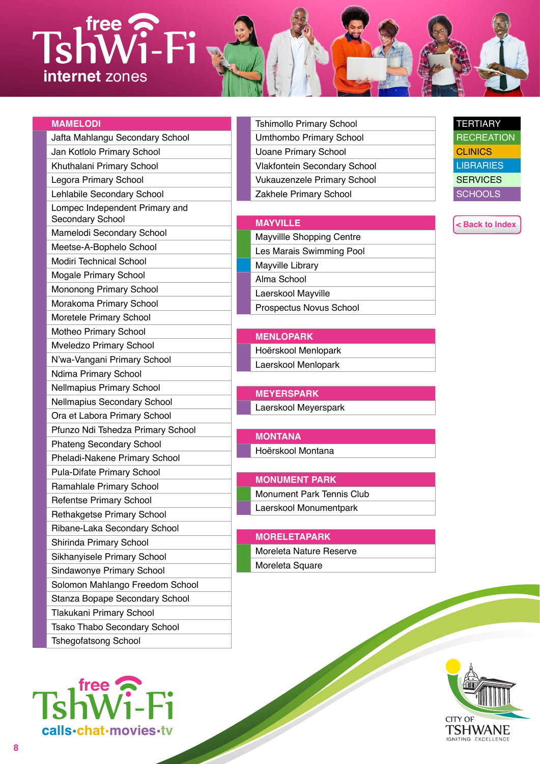free TshWi-Fi internet zones

## MAMELODI

- Jafta Mahlangu Secondary School
- Jan Kotlolo Primary School
- Khuthalani Primary School
- Legora Primary School
- Lehlabile Secondary School
- Lompec Independent Primary and Secondary School
- Mamelodi Secondary School
- Meetse-A-Bophelo School
- Modiri Technical School
- Mogale Primary School
- Mononong Primary School
- Morakoma Primary School
- Moretele Primary School
- Motheo Primary School
- Mveledzo Primary School
- N'wa-Vangani Primary School
- Ndima Primary School
- Nellmapius Primary School
- Nellmapius Secondary School
- Ora et Labora Primary School
- Pfunzo Ndi Tshedza Primary School
- Phateng Secondary School
- Pheladi-Nakene Primary School
- Pula-Difate Primary School
- Ramahlale Primary School
- Refentse Primary School
- Rethakgetse Primary School
- Ribane-Laka Secondary School
- Shirinda Primary School
- Sikhanyisele Primary School
- Sindawonye Primary School
- Solomon Mahlango Freedom School
- Stanza Bopape Secondary School
- Tlakukani Primary School
- Tsako Thabo Secondary School
- Tshegofatsong School
- Tshimollo Primary School
- Umthombo Primary School
- Uoane Primary School
- Vlakfontein Secondary School
- Vukauzenzele Primary School
- Zakhele Primary School

## MAYVILLE

- Mayvillle Shopping Centre
- Les Marais Swimming Pool
- Mayville Library
- Alma School
- Laerskool Mayville
- Prospectus Novus School

## MENLOPARK

- Hoërskool Menlopark
- Laerskool Menlopark

## MEYERSPARK

- Laerskool Meyerspark

## MONTANA

- Hoërskool Montana

## MONUMENT PARK

- Monument Park Tennis Club
- Laerskool Monumentpark

## MORELETAPARK

- Moreleta Nature Reserve
- Moreleta Square

TERTIARY
RECREATION
CLINICS
LIBRARIES
SERVICES
SCHOOLS

< Back to Index

free TshWi-Fi calls·chat·movies·tv

CITY OF TSHWANE IGNITING EXCELLENCE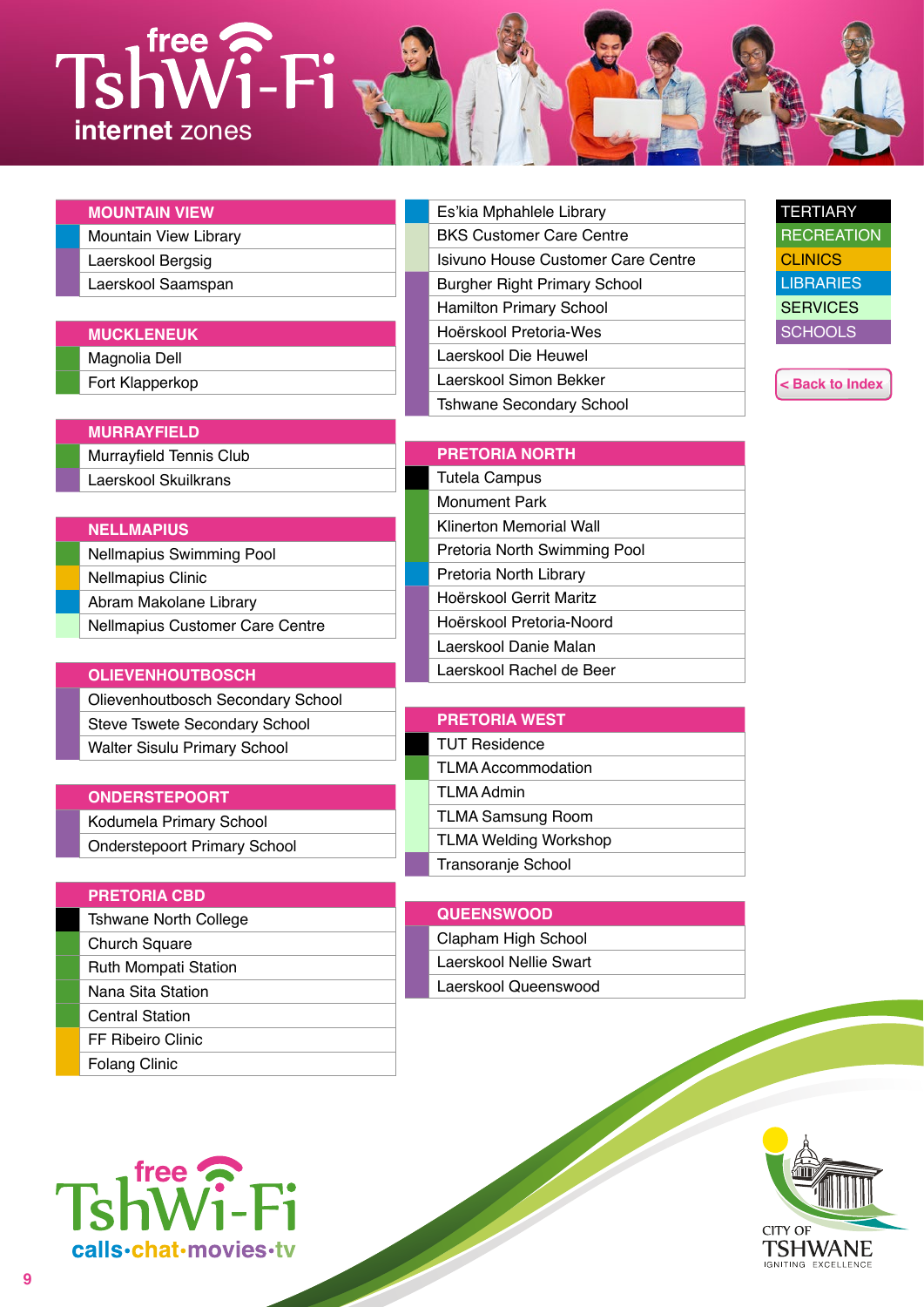# free TshWi-Fi internet zones

## MOUNTAIN VIEW

- Mountain View Library
- Laerskool Bergsig
- Laerskool Saamspan

## MUCKLENEUK

- Magnolia Dell
- Fort Klapperkop

## MURRAYFIELD

- Murrayfield Tennis Club
- Laerskool Skuilkrans

## NELLMAPIUS

- Nellmapius Swimming Pool
- Nellmapius Clinic
- Abram Makolane Library
- Nellmapius Customer Care Centre

## OLIEVENHOUTBOSCH

- Olievenhoutbosch Secondary School
- Steve Tswete Secondary School
- Walter Sisulu Primary School

## ONDERSTEPOORT

- Kodumela Primary School
- Onderstepoort Primary School

## PRETORIA CBD

- Tshwane North College
- Church Square
- Ruth Mompati Station
- Nana Sita Station
- Central Station
- FF Ribeiro Clinic
- Folang Clinic
- Es'kia Mphahlele Library
- BKS Customer Care Centre
- Isivuno House Customer Care Centre
- Burgher Right Primary School
- Hamilton Primary School
- Hoërskool Pretoria-Wes
- Laerskool Die Heuwel
- Laerskool Simon Bekker
- Tshwane Secondary School

## PRETORIA NORTH

- Tutela Campus
- Monument Park
- Klinerton Memorial Wall
- Pretoria North Swimming Pool
- Pretoria North Library
- Hoërskool Gerrit Maritz
- Hoërskool Pretoria-Noord
- Laerskool Danie Malan
- Laerskool Rachel de Beer

## PRETORIA WEST

- TUT Residence
- TLMA Accommodation
- TLMA Admin
- TLMA Samsung Room
- TLMA Welding Workshop
- Transoranje School

## QUEENSWOOD

- Clapham High School
- Laerskool Nellie Swart
- Laerskool Queenswood

TERTIARY
RECREATION
CLINICS
LIBRARIES
SERVICES
SCHOOLS

< Back to Index

free TshWi-Fi
calls·chat·movies·tv

CITY OF TSHWANE
IGNITING EXCELLENCE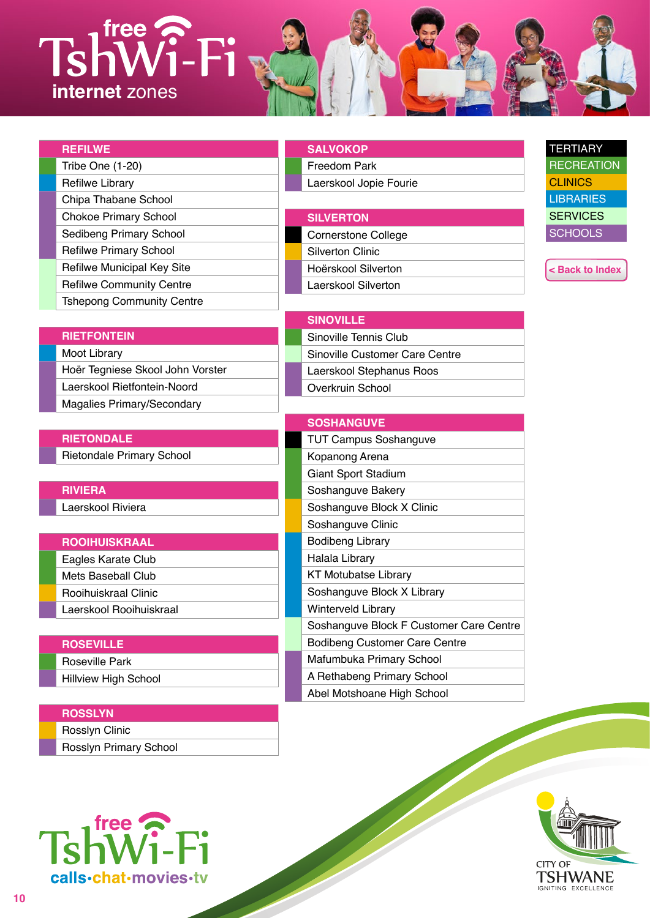# free TshWi-Fi internet zones

| REFILWE |
|---|
| Tribe One (1-20) |
| Refilwe Library |
| Chipa Thabane School |
| Chokoe Primary School |
| Sedibeng Primary School |
| Refilwe Primary School |
| Refilwe Municipal Key Site |
| Refilwe Community Centre |
| Tshepong Community Centre |

| RIETFONTEIN |
|---|
| Moot Library |
| Hoër Tegniese Skool John Vorster |
| Laerskool Rietfontein-Noord |
| Magalies Primary/Secondary |

| RIETONDALE |
|---|
| Rietondale Primary School |

| RIVIERA |
|---|
| Laerskool Riviera |

| ROOIHUISKRAAL |
|---|
| Eagles Karate Club |
| Mets Baseball Club |
| Rooihuiskraal Clinic |
| Laerskool Rooihuiskraal |

| ROSEVILLE |
|---|
| Roseville Park |
| Hillview High School |

| ROSSLYN |
|---|
| Rosslyn Clinic |
| Rosslyn Primary School |

| SALVOKOP |
|---|
| Freedom Park |
| Laerskool Jopie Fourie |

| SILVERTON |
|---|
| Cornerstone College |
| Silverton Clinic |
| Hoërskool Silverton |
| Laerskool Silverton |

| SINOVILLE |
|---|
| Sinoville Tennis Club |
| Sinoville Customer Care Centre |
| Laerskool Stephanus Roos |
| Overkruin School |

| SOSHANGUVE |
|---|
| TUT Campus Soshanguve |
| Kopanong Arena |
| Giant Sport Stadium |
| Soshanguve Bakery |
| Soshanguve Block X Clinic |
| Soshanguve Clinic |
| Bodibeng Library |
| Halala Library |
| KT Motubatse Library |
| Soshanguve Block X Library |
| Winterveld Library |
| Soshanguve Block F Customer Care Centre |
| Bodibeng Customer Care Centre |
| Mafumbuka Primary School |
| A Rethabeng Primary School |
| Abel Motshoane High School |

| Legend |
|---|
| TERTIARY |
| RECREATION |
| CLINICS |
| LIBRARIES |
| SERVICES |
| SCHOOLS |

< Back to Index

free TshWi-Fi calls·chat·movies·tv

CITY OF TSHWANE IGNITING EXCELLENCE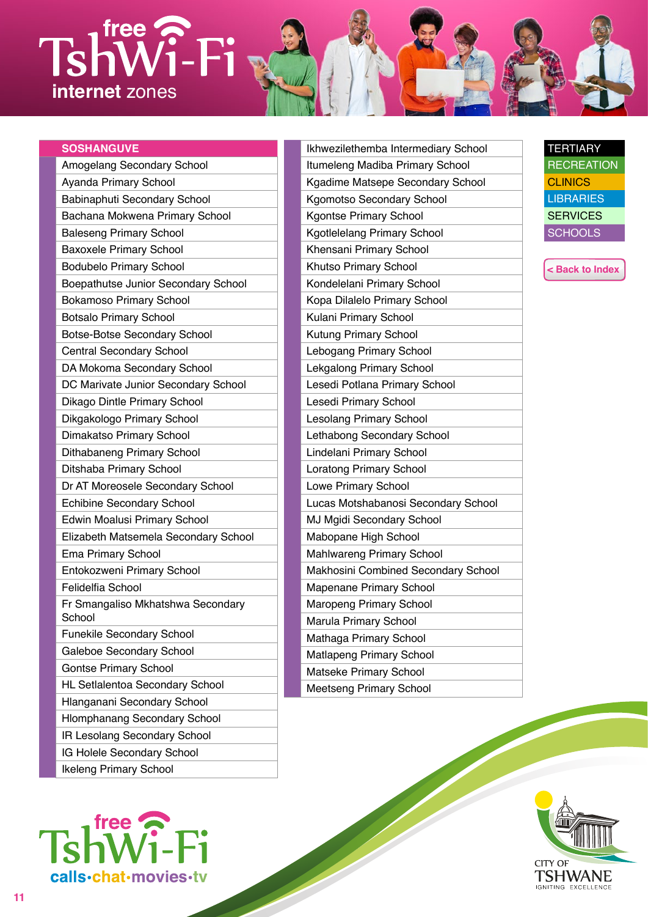# free TshWi-Fi internet zones

## SOSHANGUVE

- Amogelang Secondary School
- Ayanda Primary School
- Babinaphuti Secondary School
- Bachana Mokwena Primary School
- Baleseng Primary School
- Baxoxele Primary School
- Bodubelo Primary School
- Boepathutse Junior Secondary School
- Bokamoso Primary School
- Botsalo Primary School
- Botse-Botse Secondary School
- Central Secondary School
- DA Mokoma Secondary School
- DC Marivate Junior Secondary School
- Dikago Dintle Primary School
- Dikgakologo Primary School
- Dimakatso Primary School
- Dithabaneng Primary School
- Ditshaba Primary School
- Dr AT Moreosele Secondary School
- Echibine Secondary School
- Edwin Moalusi Primary School
- Elizabeth Matsemela Secondary School
- Ema Primary School
- Entokozweni Primary School
- Felidelfia School
- Fr Smangaliso Mkhatshwa Secondary School
- Funekile Secondary School
- Galeboe Secondary School
- Gontse Primary School
- HL Setlalentoa Secondary School
- Hlanganani Secondary School
- Hlomphanang Secondary School
- IR Lesolang Secondary School
- IG Holele Secondary School
- Ikeleng Primary School
- Ikhwezilethemba Intermediary School
- Itumeleng Madiba Primary School
- Kgadime Matsepe Secondary School
- Kgomotso Secondary School
- Kgontse Primary School
- Kgotlelelang Primary School
- Khensani Primary School
- Khutso Primary School
- Kondelelani Primary School
- Kopa Dilalelo Primary School
- Kulani Primary School
- Kutung Primary School
- Lebogang Primary School
- Lekgalong Primary School
- Lesedi Potlana Primary School
- Lesedi Primary School
- Lesolang Primary School
- Lethabong Secondary School
- Lindelani Primary School
- Loratong Primary School
- Lowe Primary School
- Lucas Motshabanosi Secondary School
- MJ Mgidi Secondary School
- Mabopane High School
- Mahlwareng Primary School
- Makhosini Combined Secondary School
- Mapenane Primary School
- Maropeng Primary School
- Marula Primary School
- Mathaga Primary School
- Matlapeng Primary School
- Matseke Primary School
- Meetseng Primary School

TERTIARY
RECREATION
CLINICS
LIBRARIES
SERVICES
SCHOOLS

< Back to Index

free TshWi-Fi
calls·chat·movies·tv

CITY OF TSHWANE
IGNITING EXCELLENCE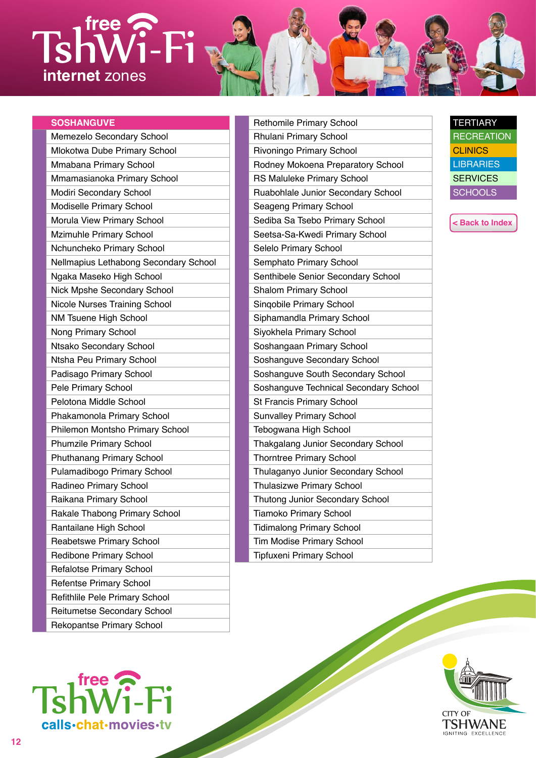# free TshWi-Fi internet zones

| SOSHANGUVE |
| --- |
| Memezelo Secondary School |
| Mlokotwa Dube Primary School |
| Mmabana Primary School |
| Mmamasianoka Primary School |
| Modiri Secondary School |
| Modiselle Primary School |
| Morula View Primary School |
| Mzimuhle Primary School |
| Nchuncheko Primary School |
| Nellmapius Lethabong Secondary School |
| Ngaka Maseko High School |
| Nick Mpshe Secondary School |
| Nicole Nurses Training School |
| NM Tsuene High School |
| Nong Primary School |
| Ntsako Secondary School |
| Ntsha Peu Primary School |
| Padisago Primary School |
| Pele Primary School |
| Pelotona Middle School |
| Phakamonola Primary School |
| Philemon Montsho Primary School |
| Phumzile Primary School |
| Phuthanang Primary School |
| Pulamadibogo Primary School |
| Radineo Primary School |
| Raikana Primary School |
| Rakale Thabong Primary School |
| Rantailane High School |
| Reabetswe Primary School |
| Redibone Primary School |
| Refalotse Primary School |
| Refentse Primary School |
| Refithlile Pele Primary School |
| Reitumetse Secondary School |
| Rekopantse Primary School |
| Rethomile Primary School |
| Rhulani Primary School |
| Rivoningo Primary School |
| Rodney Mokoena Preparatory School |
| RS Maluleke Primary School |
| Ruabohlale Junior Secondary School |
| Seageng Primary School |
| Sediba Sa Tsebo Primary School |
| Seetsa-Sa-Kwedi Primary School |
| Selelo Primary School |
| Semphato Primary School |
| Senthibele Senior Secondary School |
| Shalom Primary School |
| Sinqobile Primary School |
| Siphamandla Primary School |
| Siyokhela Primary School |
| Soshangaan Primary School |
| Soshanguve Secondary School |
| Soshanguve South Secondary School |
| Soshanguve Technical Secondary School |
| St Francis Primary School |
| Sunvalley Primary School |
| Tebogwana High School |
| Thakgalang Junior Secondary School |
| Thorntree Primary School |
| Thulaganyo Junior Secondary School |
| Thulasizwe Primary School |
| Thutong Junior Secondary School |
| Tiamoko Primary School |
| Tidimalong Primary School |
| Tim Modise Primary School |
| Tipfuxeni Primary School |

TERTIARY
RECREATION
CLINICS
LIBRARIES
SERVICES
SCHOOLS

< Back to Index

free TshWi-Fi
calls·chat·movies·tv

CITY OF TSHWANE
IGNITING EXCELLENCE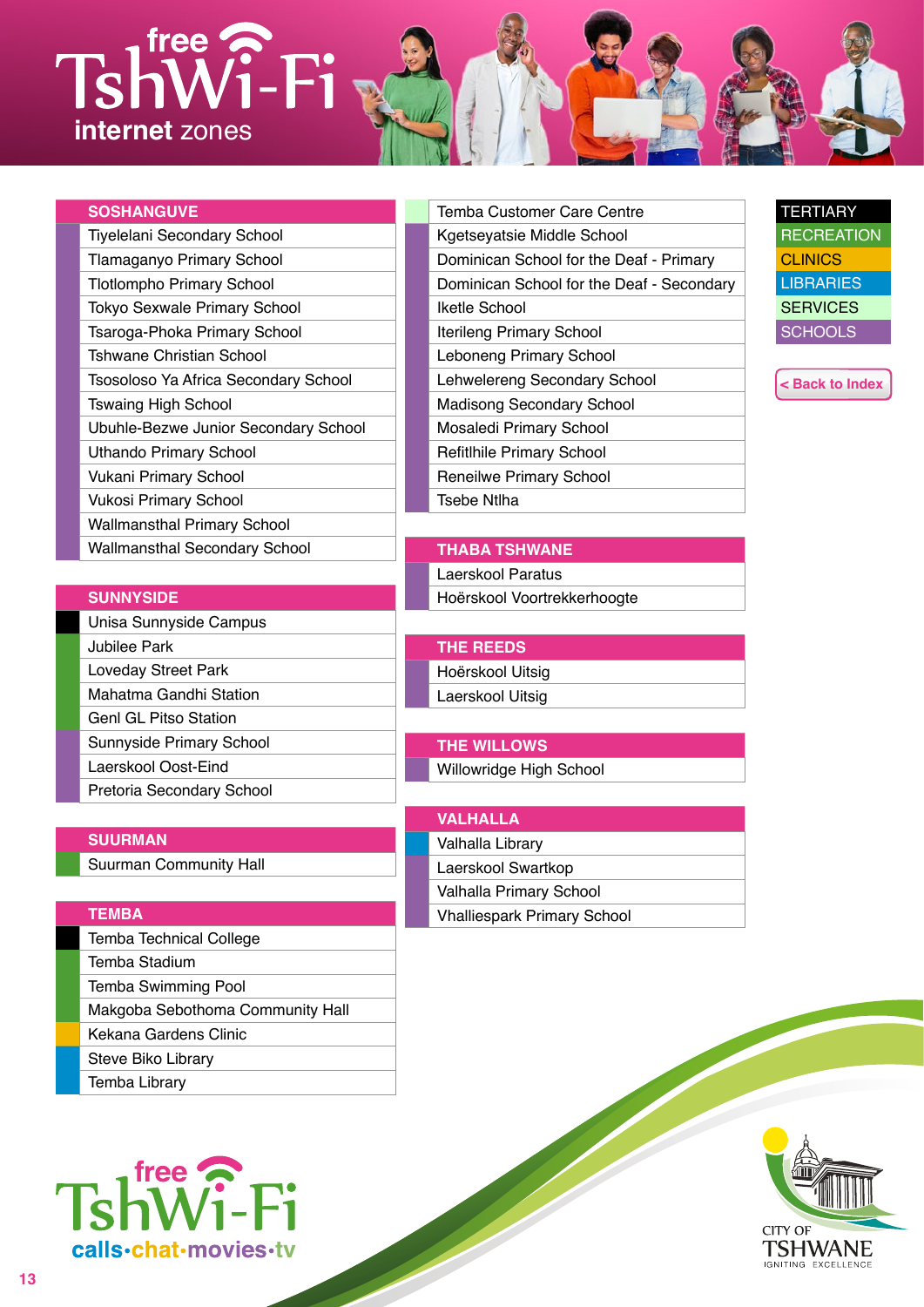# free TshWi-Fi internet zones

## SOSHANGUVE

| | |
|---|---|
| Schools | Tiyelelani Secondary School |
| Schools | Tlamaganyo Primary School |
| Schools | Tlotlompho Primary School |
| Schools | Tokyo Sexwale Primary School |
| Schools | Tsaroga-Phoka Primary School |
| Schools | Tshwane Christian School |
| Schools | Tsosoloso Ya Africa Secondary School |
| Schools | Tswaing High School |
| Schools | Ubuhle-Bezwe Junior Secondary School |
| Schools | Uthando Primary School |
| Schools | Vukani Primary School |
| Schools | Vukosi Primary School |
| Schools | Wallmansthal Primary School |
| Schools | Wallmansthal Secondary School |
| Services | Temba Customer Care Centre |
| Schools | Kgetseyatsie Middle School |
| Schools | Dominican School for the Deaf - Primary |
| Schools | Dominican School for the Deaf - Secondary |
| Schools | Iketle School |
| Schools | Iterileng Primary School |
| Schools | Leboneng Primary School |
| Schools | Lehwelereng Secondary School |
| Schools | Madisong Secondary School |
| Schools | Mosaledi Primary School |
| Schools | Refitlhile Primary School |
| Schools | Reneilwe Primary School |
| Schools | Tsebe Ntlha |

## SUNNYSIDE

| | |
|---|---|
| Tertiary | Unisa Sunnyside Campus |
| Recreation | Jubilee Park |
| Recreation | Loveday Street Park |
| Recreation | Mahatma Gandhi Station |
| Recreation | Genl GL Pitso Station |
| Schools | Sunnyside Primary School |
| Schools | Laerskool Oost-Eind |
| Schools | Pretoria Secondary School |

## SUURMAN

| | |
|---|---|
| Recreation | Suurman Community Hall |

## TEMBA

| | |
|---|---|
| Tertiary | Temba Technical College |
| Recreation | Temba Stadium |
| Recreation | Temba Swimming Pool |
| Recreation | Makgoba Sebothoma Community Hall |
| Clinics | Kekana Gardens Clinic |
| Libraries | Steve Biko Library |
| Libraries | Temba Library |

## THABA TSHWANE

| | |
|---|---|
| Schools | Laerskool Paratus |
| Schools | Hoërskool Voortrekkerhoogte |

## THE REEDS

| | |
|---|---|
| Schools | Hoërskool Uitsig |
| Schools | Laerskool Uitsig |

## THE WILLOWS

| | |
|---|---|
| Schools | Willowridge High School |

## VALHALLA

| | |
|---|---|
| Libraries | Valhalla Library |
| Schools | Laerskool Swartkop |
| Schools | Valhalla Primary School |
| Schools | Vhalliespark Primary School |

**Legend:** TERTIARY | RECREATION | CLINICS | LIBRARIES | SERVICES | SCHOOLS

< Back to Index

free TshWi-Fi calls·chat·movies·tv

CITY OF TSHWANE IGNITING EXCELLENCE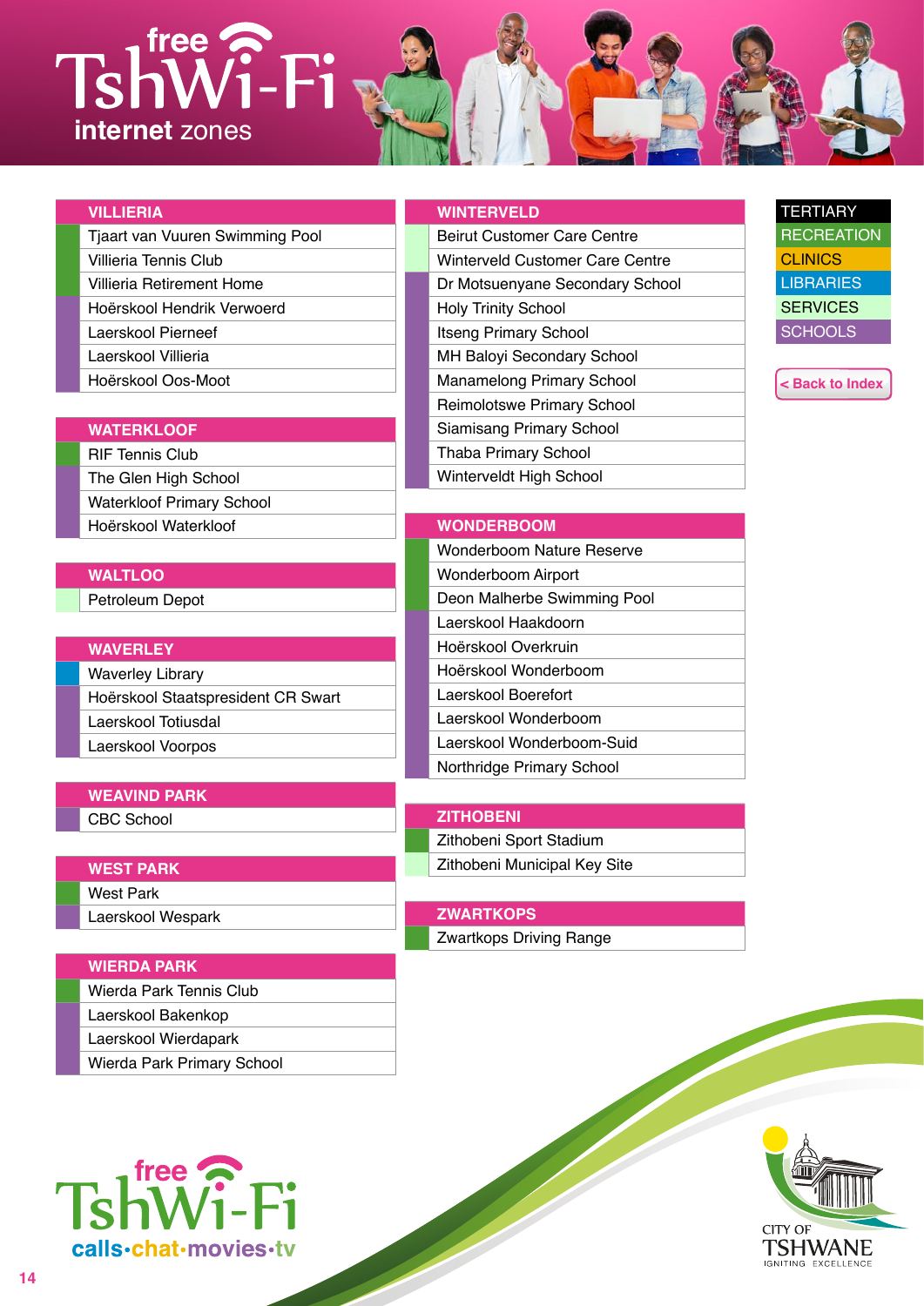# free TshWi-Fi internet zones

| VILLIERIA |
|---|
| Tjaart van Vuuren Swimming Pool |
| Villieria Tennis Club |
| Villieria Retirement Home |
| Hoërskool Hendrik Verwoerd |
| Laerskool Pierneef |
| Laerskool Villieria |
| Hoërskool Oos-Moot |

| WATERKLOOF |
|---|
| RIF Tennis Club |
| The Glen High School |
| Waterkloof Primary School |
| Hoërskool Waterkloof |

| WALTLOO |
|---|
| Petroleum Depot |

| WAVERLEY |
|---|
| Waverley Library |
| Hoërskool Staatspresident CR Swart |
| Laerskool Totiusdal |
| Laerskool Voorpos |

| WEAVIND PARK |
|---|
| CBC School |

| WEST PARK |
|---|
| West Park |
| Laerskool Wespark |

| WIERDA PARK |
|---|
| Wierda Park Tennis Club |
| Laerskool Bakenkop |
| Laerskool Wierdapark |
| Wierda Park Primary School |

| WINTERVELD |
|---|
| Beirut Customer Care Centre |
| Winterveld Customer Care Centre |
| Dr Motsuenyane Secondary School |
| Holy Trinity School |
| Itseng Primary School |
| MH Baloyi Secondary School |
| Manamelong Primary School |
| Reimolotswe Primary School |
| Siamisang Primary School |
| Thaba Primary School |
| Winterveldt High School |

| WONDERBOOM |
|---|
| Wonderboom Nature Reserve |
| Wonderboom Airport |
| Deon Malherbe Swimming Pool |
| Laerskool Haakdoorn |
| Hoërskool Overkruin |
| Hoërskool Wonderboom |
| Laerskool Boerefort |
| Laerskool Wonderboom |
| Laerskool Wonderboom-Suid |
| Northridge Primary School |

| ZITHOBENI |
|---|
| Zithobeni Sport Stadium |
| Zithobeni Municipal Key Site |

| ZWARTKOPS |
|---|
| Zwartkops Driving Range |

TERTIARY
RECREATION
CLINICS
LIBRARIES
SERVICES
SCHOOLS

< Back to Index

free TshWi-Fi
calls·chat·movies·tv

CITY OF TSHWANE
IGNITING EXCELLENCE